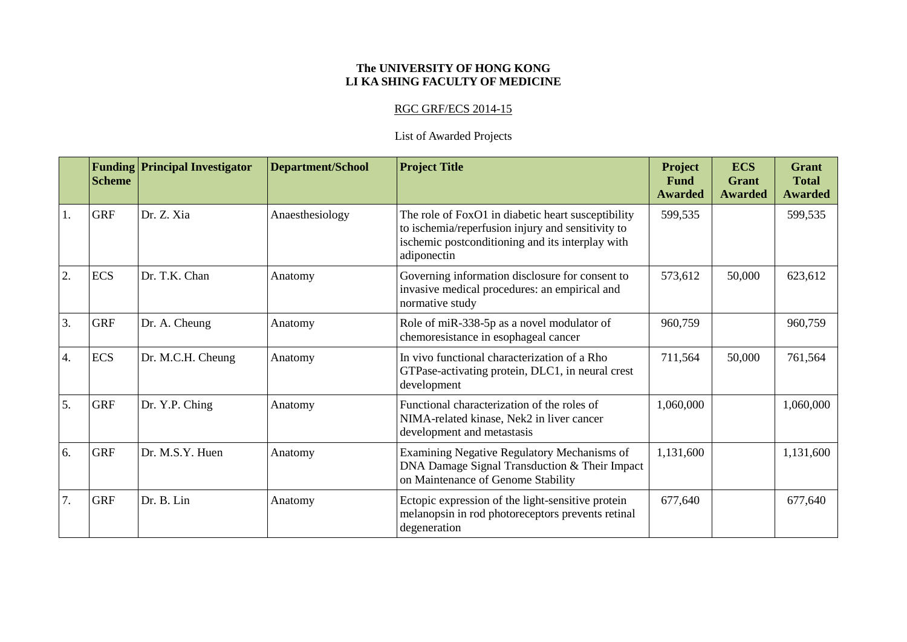**The UNIVERSITY OF HONG KONG**
**LI KA SHING FACULTY OF MEDICINE**

RGC GRF/ECS 2014-15

List of Awarded Projects

| | Funding Scheme | Principal Investigator | Department/School | Project Title | Project Fund Awarded | ECS Grant Awarded | Grant Total Awarded |
|---|---|---|---|---|---|---|---|
| 1. | GRF | Dr. Z. Xia | Anaesthesiology | The role of FoxO1 in diabetic heart susceptibility to ischemia/reperfusion injury and sensitivity to ischemic postconditioning and its interplay with adiponectin | 599,535 | | 599,535 |
| 2. | ECS | Dr. T.K. Chan | Anatomy | Governing information disclosure for consent to invasive medical procedures: an empirical and normative study | 573,612 | 50,000 | 623,612 |
| 3. | GRF | Dr. A. Cheung | Anatomy | Role of miR-338-5p as a novel modulator of chemoresistance in esophageal cancer | 960,759 | | 960,759 |
| 4. | ECS | Dr. M.C.H. Cheung | Anatomy | In vivo functional characterization of a Rho GTPase-activating protein, DLC1, in neural crest development | 711,564 | 50,000 | 761,564 |
| 5. | GRF | Dr. Y.P. Ching | Anatomy | Functional characterization of the roles of NIMA-related kinase, Nek2 in liver cancer development and metastasis | 1,060,000 | | 1,060,000 |
| 6. | GRF | Dr. M.S.Y. Huen | Anatomy | Examining Negative Regulatory Mechanisms of DNA Damage Signal Transduction & Their Impact on Maintenance of Genome Stability | 1,131,600 | | 1,131,600 |
| 7. | GRF | Dr. B. Lin | Anatomy | Ectopic expression of the light-sensitive protein melanopsin in rod photoreceptors prevents retinal degeneration | 677,640 | | 677,640 |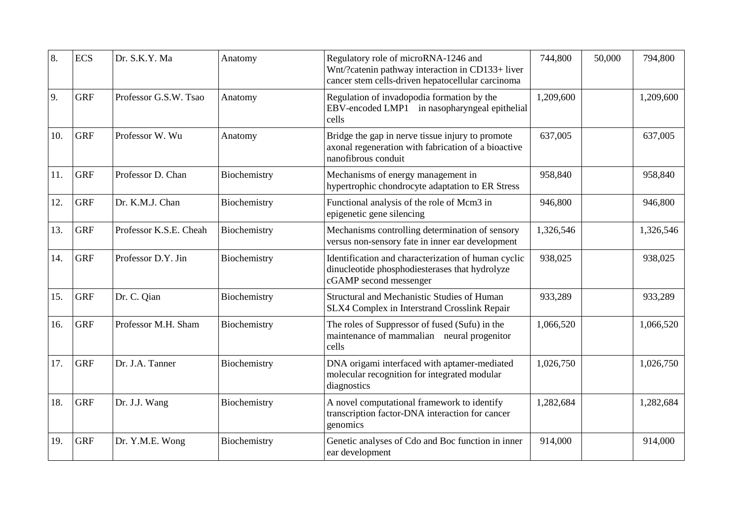| 8. | ECS | Dr. S.K.Y. Ma | Anatomy | Regulatory role of microRNA-1246 and Wnt/?catenin pathway interaction in CD133+ liver cancer stem cells-driven hepatocellular carcinoma | 744,800 | 50,000 | 794,800 |
|---|---|---|---|---|---|---|---|
| 9. | GRF | Professor G.S.W. Tsao | Anatomy | Regulation of invadopodia formation by the EBV-encoded LMP1 in nasopharyngeal epithelial cells | 1,209,600 | | 1,209,600 |
| 10. | GRF | Professor W. Wu | Anatomy | Bridge the gap in nerve tissue injury to promote axonal regeneration with fabrication of a bioactive nanofibrous conduit | 637,005 | | 637,005 |
| 11. | GRF | Professor D. Chan | Biochemistry | Mechanisms of energy management in hypertrophic chondrocyte adaptation to ER Stress | 958,840 | | 958,840 |
| 12. | GRF | Dr. K.M.J. Chan | Biochemistry | Functional analysis of the role of Mcm3 in epigenetic gene silencing | 946,800 | | 946,800 |
| 13. | GRF | Professor K.S.E. Cheah | Biochemistry | Mechanisms controlling determination of sensory versus non-sensory fate in inner ear development | 1,326,546 | | 1,326,546 |
| 14. | GRF | Professor D.Y. Jin | Biochemistry | Identification and characterization of human cyclic dinucleotide phosphodiesterases that hydrolyze cGAMP second messenger | 938,025 | | 938,025 |
| 15. | GRF | Dr. C. Qian | Biochemistry | Structural and Mechanistic Studies of Human SLX4 Complex in Interstrand Crosslink Repair | 933,289 | | 933,289 |
| 16. | GRF | Professor M.H. Sham | Biochemistry | The roles of Suppressor of fused (Sufu) in the maintenance of mammalian neural progenitor cells | 1,066,520 | | 1,066,520 |
| 17. | GRF | Dr. J.A. Tanner | Biochemistry | DNA origami interfaced with aptamer-mediated molecular recognition for integrated modular diagnostics | 1,026,750 | | 1,026,750 |
| 18. | GRF | Dr. J.J. Wang | Biochemistry | A novel computational framework to identify transcription factor-DNA interaction for cancer genomics | 1,282,684 | | 1,282,684 |
| 19. | GRF | Dr. Y.M.E. Wong | Biochemistry | Genetic analyses of Cdo and Boc function in inner ear development | 914,000 | | 914,000 |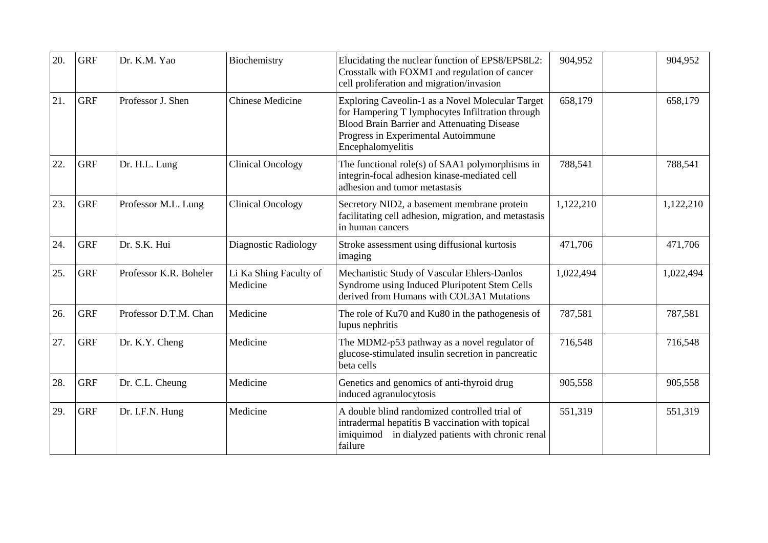| | | | | | | | |
|---|---|---|---|---|---|---|---|
| 20. | GRF | Dr. K.M. Yao | Biochemistry | Elucidating the nuclear function of EPS8/EPS8L2: Crosstalk with FOXM1 and regulation of cancer cell proliferation and migration/invasion | 904,952 | | 904,952 |
| 21. | GRF | Professor J. Shen | Chinese Medicine | Exploring Caveolin-1 as a Novel Molecular Target for Hampering T lymphocytes Infiltration through Blood Brain Barrier and Attenuating Disease Progress in Experimental Autoimmune Encephalomyelitis | 658,179 | | 658,179 |
| 22. | GRF | Dr. H.L. Lung | Clinical Oncology | The functional role(s) of SAA1 polymorphisms in integrin-focal adhesion kinase-mediated cell adhesion and tumor metastasis | 788,541 | | 788,541 |
| 23. | GRF | Professor M.L. Lung | Clinical Oncology | Secretory NID2, a basement membrane protein facilitating cell adhesion, migration, and metastasis in human cancers | 1,122,210 | | 1,122,210 |
| 24. | GRF | Dr. S.K. Hui | Diagnostic Radiology | Stroke assessment using diffusional kurtosis imaging | 471,706 | | 471,706 |
| 25. | GRF | Professor K.R. Boheler | Li Ka Shing Faculty of Medicine | Mechanistic Study of Vascular Ehlers-Danlos Syndrome using Induced Pluripotent Stem Cells derived from Humans with COL3A1 Mutations | 1,022,494 | | 1,022,494 |
| 26. | GRF | Professor D.T.M. Chan | Medicine | The role of Ku70 and Ku80 in the pathogenesis of lupus nephritis | 787,581 | | 787,581 |
| 27. | GRF | Dr. K.Y. Cheng | Medicine | The MDM2-p53 pathway as a novel regulator of glucose-stimulated insulin secretion in pancreatic beta cells | 716,548 | | 716,548 |
| 28. | GRF | Dr. C.L. Cheung | Medicine | Genetics and genomics of anti-thyroid drug induced agranulocytosis | 905,558 | | 905,558 |
| 29. | GRF | Dr. I.F.N. Hung | Medicine | A double blind randomized controlled trial of intradermal hepatitis B vaccination with topical imiquimod in dialyzed patients with chronic renal failure | 551,319 | | 551,319 |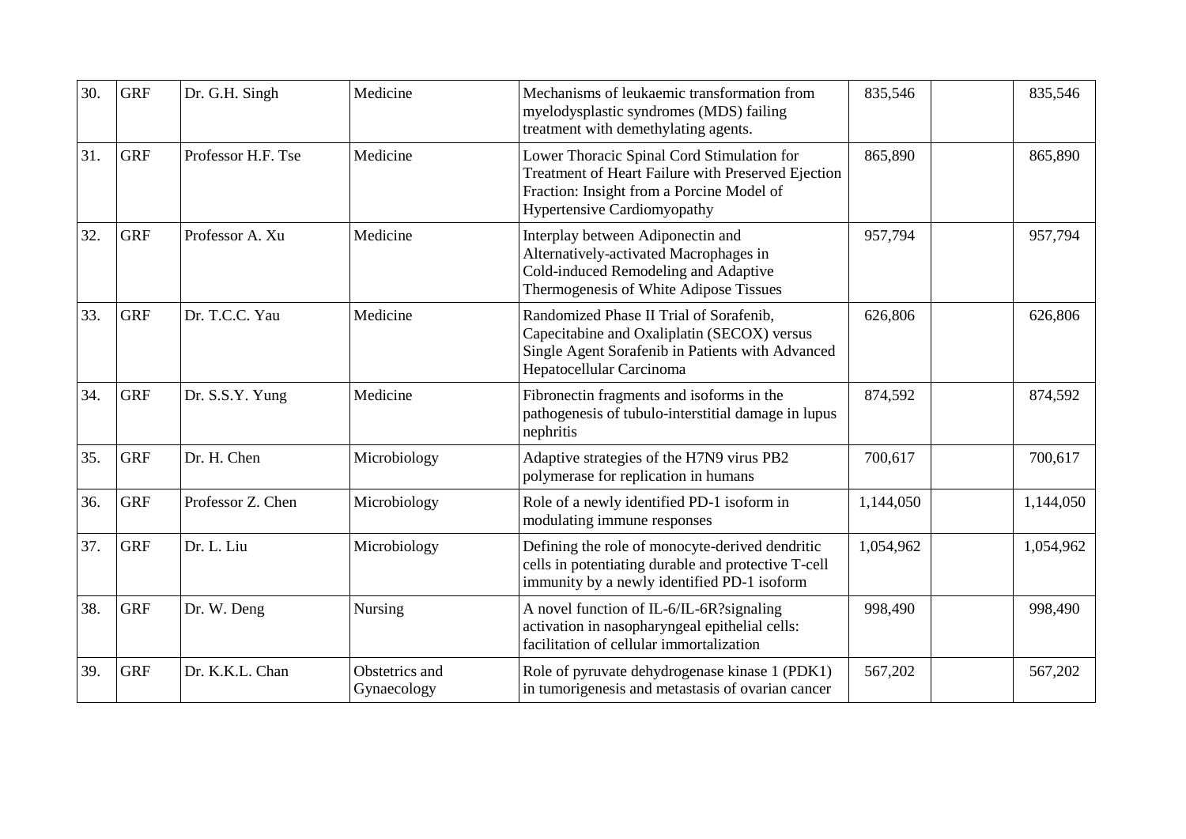| 30. | GRF | Dr. G.H. Singh | Medicine | Mechanisms of leukaemic transformation from myelodysplastic syndromes (MDS) failing treatment with demethylating agents. | 835,546 | | 835,546 |
|---|---|---|---|---|---|---|---|
| 31. | GRF | Professor H.F. Tse | Medicine | Lower Thoracic Spinal Cord Stimulation for Treatment of Heart Failure with Preserved Ejection Fraction: Insight from a Porcine Model of Hypertensive Cardiomyopathy | 865,890 | | 865,890 |
| 32. | GRF | Professor A. Xu | Medicine | Interplay between Adiponectin and Alternatively-activated Macrophages in Cold-induced Remodeling and Adaptive Thermogenesis of White Adipose Tissues | 957,794 | | 957,794 |
| 33. | GRF | Dr. T.C.C. Yau | Medicine | Randomized Phase II Trial of Sorafenib, Capecitabine and Oxaliplatin (SECOX) versus Single Agent Sorafenib in Patients with Advanced Hepatocellular Carcinoma | 626,806 | | 626,806 |
| 34. | GRF | Dr. S.S.Y. Yung | Medicine | Fibronectin fragments and isoforms in the pathogenesis of tubulo-interstitial damage in lupus nephritis | 874,592 | | 874,592 |
| 35. | GRF | Dr. H. Chen | Microbiology | Adaptive strategies of the H7N9 virus PB2 polymerase for replication in humans | 700,617 | | 700,617 |
| 36. | GRF | Professor Z. Chen | Microbiology | Role of a newly identified PD-1 isoform in modulating immune responses | 1,144,050 | | 1,144,050 |
| 37. | GRF | Dr. L. Liu | Microbiology | Defining the role of monocyte-derived dendritic cells in potentiating durable and protective T-cell immunity by a newly identified PD-1 isoform | 1,054,962 | | 1,054,962 |
| 38. | GRF | Dr. W. Deng | Nursing | A novel function of IL-6/IL-6R?signaling activation in nasopharyngeal epithelial cells: facilitation of cellular immortalization | 998,490 | | 998,490 |
| 39. | GRF | Dr. K.K.L. Chan | Obstetrics and Gynaecology | Role of pyruvate dehydrogenase kinase 1 (PDK1) in tumorigenesis and metastasis of ovarian cancer | 567,202 | | 567,202 |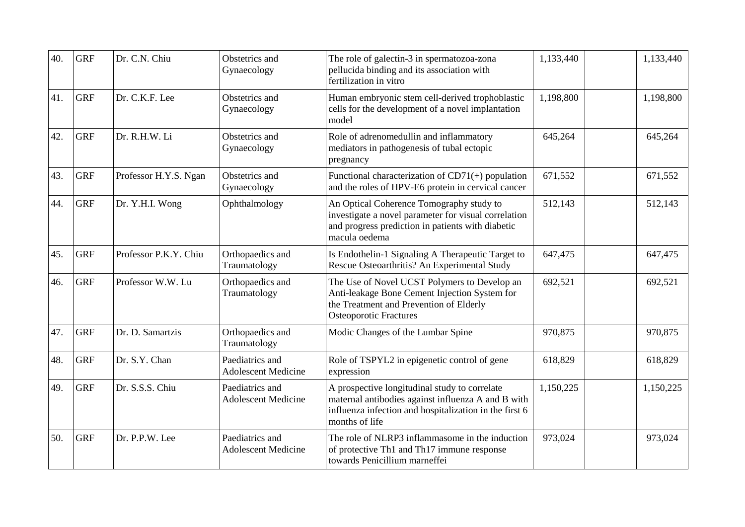| 40. | GRF | Dr. C.N. Chiu | Obstetrics and Gynaecology | The role of galectin-3 in spermatozoa-zona pellucida binding and its association with fertilization in vitro | 1,133,440 | | 1,133,440 |
|---|---|---|---|---|---|---|---|
| 41. | GRF | Dr. C.K.F. Lee | Obstetrics and Gynaecology | Human embryonic stem cell-derived trophoblastic cells for the development of a novel implantation model | 1,198,800 | | 1,198,800 |
| 42. | GRF | Dr. R.H.W. Li | Obstetrics and Gynaecology | Role of adrenomedullin and inflammatory mediators in pathogenesis of tubal ectopic pregnancy | 645,264 | | 645,264 |
| 43. | GRF | Professor H.Y.S. Ngan | Obstetrics and Gynaecology | Functional characterization of CD71(+) population and the roles of HPV-E6 protein in cervical cancer | 671,552 | | 671,552 |
| 44. | GRF | Dr. Y.H.I. Wong | Ophthalmology | An Optical Coherence Tomography study to investigate a novel parameter for visual correlation and progress prediction in patients with diabetic macula oedema | 512,143 | | 512,143 |
| 45. | GRF | Professor P.K.Y. Chiu | Orthopaedics and Traumatology | Is Endothelin-1 Signaling A Therapeutic Target to Rescue Osteoarthritis? An Experimental Study | 647,475 | | 647,475 |
| 46. | GRF | Professor W.W. Lu | Orthopaedics and Traumatology | The Use of Novel UCST Polymers to Develop an Anti-leakage Bone Cement Injection System for the Treatment and Prevention of Elderly Osteoporotic Fractures | 692,521 | | 692,521 |
| 47. | GRF | Dr. D. Samartzis | Orthopaedics and Traumatology | Modic Changes of the Lumbar Spine | 970,875 | | 970,875 |
| 48. | GRF | Dr. S.Y. Chan | Paediatrics and Adolescent Medicine | Role of TSPYL2 in epigenetic control of gene expression | 618,829 | | 618,829 |
| 49. | GRF | Dr. S.S.S. Chiu | Paediatrics and Adolescent Medicine | A prospective longitudinal study to correlate maternal antibodies against influenza A and B with influenza infection and hospitalization in the first 6 months of life | 1,150,225 | | 1,150,225 |
| 50. | GRF | Dr. P.P.W. Lee | Paediatrics and Adolescent Medicine | The role of NLRP3 inflammasome in the induction of protective Th1 and Th17 immune response towards Penicillium marneffei | 973,024 | | 973,024 |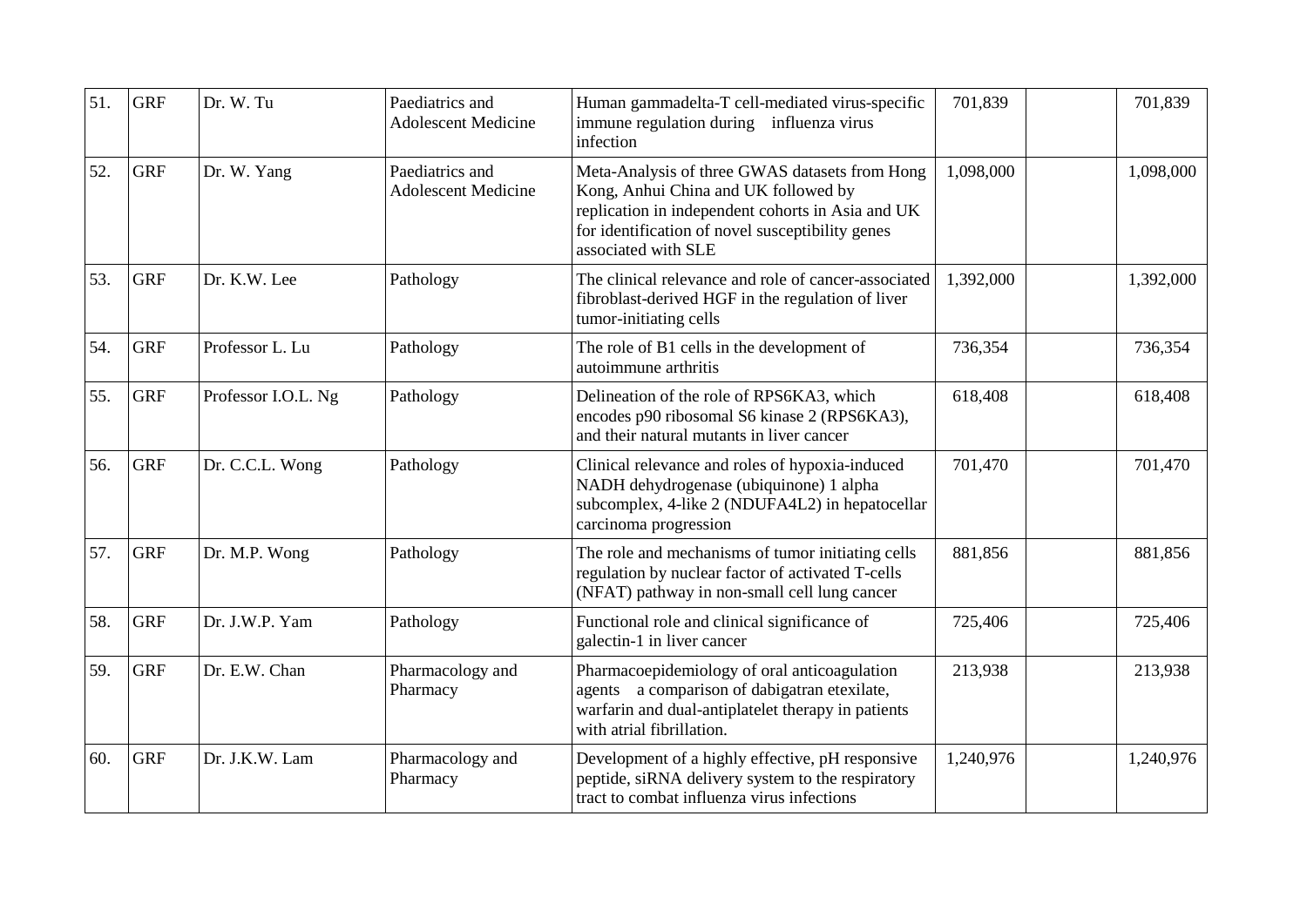| 51. | GRF | Dr. W. Tu | Paediatrics and Adolescent Medicine | Human gammadelta-T cell-mediated virus-specific immune regulation during influenza virus infection | 701,839 | | 701,839 |
|---|---|---|---|---|---|---|---|
| 52. | GRF | Dr. W. Yang | Paediatrics and Adolescent Medicine | Meta-Analysis of three GWAS datasets from Hong Kong, Anhui China and UK followed by replication in independent cohorts in Asia and UK for identification of novel susceptibility genes associated with SLE | 1,098,000 | | 1,098,000 |
| 53. | GRF | Dr. K.W. Lee | Pathology | The clinical relevance and role of cancer-associated fibroblast-derived HGF in the regulation of liver tumor-initiating cells | 1,392,000 | | 1,392,000 |
| 54. | GRF | Professor L. Lu | Pathology | The role of B1 cells in the development of autoimmune arthritis | 736,354 | | 736,354 |
| 55. | GRF | Professor I.O.L. Ng | Pathology | Delineation of the role of RPS6KA3, which encodes p90 ribosomal S6 kinase 2 (RPS6KA3), and their natural mutants in liver cancer | 618,408 | | 618,408 |
| 56. | GRF | Dr. C.C.L. Wong | Pathology | Clinical relevance and roles of hypoxia-induced NADH dehydrogenase (ubiquinone) 1 alpha subcomplex, 4-like 2 (NDUFA4L2) in hepatocellar carcinoma progression | 701,470 | | 701,470 |
| 57. | GRF | Dr. M.P. Wong | Pathology | The role and mechanisms of tumor initiating cells regulation by nuclear factor of activated T-cells (NFAT) pathway in non-small cell lung cancer | 881,856 | | 881,856 |
| 58. | GRF | Dr. J.W.P. Yam | Pathology | Functional role and clinical significance of galectin-1 in liver cancer | 725,406 | | 725,406 |
| 59. | GRF | Dr. E.W. Chan | Pharmacology and Pharmacy | Pharmacoepidemiology of oral anticoagulation agents a comparison of dabigatran etexilate, warfarin and dual-antiplatelet therapy in patients with atrial fibrillation. | 213,938 | | 213,938 |
| 60. | GRF | Dr. J.K.W. Lam | Pharmacology and Pharmacy | Development of a highly effective, pH responsive peptide, siRNA delivery system to the respiratory tract to combat influenza virus infections | 1,240,976 | | 1,240,976 |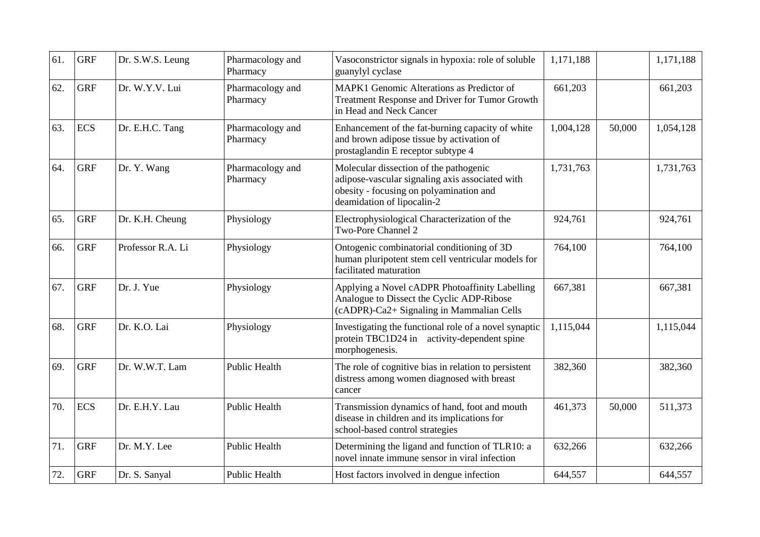| 61. | GRF | Dr. S.W.S. Leung | Pharmacology and Pharmacy | Vasoconstrictor signals in hypoxia: role of soluble guanylyl cyclase | 1,171,188 | | 1,171,188 |
|---|---|---|---|---|---|---|---|
| 62. | GRF | Dr. W.Y.V. Lui | Pharmacology and Pharmacy | MAPK1 Genomic Alterations as Predictor of Treatment Response and Driver for Tumor Growth in Head and Neck Cancer | 661,203 | | 661,203 |
| 63. | ECS | Dr. E.H.C. Tang | Pharmacology and Pharmacy | Enhancement of the fat-burning capacity of white and brown adipose tissue by activation of prostaglandin E receptor subtype 4 | 1,004,128 | 50,000 | 1,054,128 |
| 64. | GRF | Dr. Y. Wang | Pharmacology and Pharmacy | Molecular dissection of the pathogenic adipose-vascular signaling axis associated with obesity - focusing on polyamination and deamidation of lipocalin-2 | 1,731,763 | | 1,731,763 |
| 65. | GRF | Dr. K.H. Cheung | Physiology | Electrophysiological Characterization of the Two-Pore Channel 2 | 924,761 | | 924,761 |
| 66. | GRF | Professor R.A. Li | Physiology | Ontogenic combinatorial conditioning of 3D human pluripotent stem cell ventricular models for facilitated maturation | 764,100 | | 764,100 |
| 67. | GRF | Dr. J. Yue | Physiology | Applying a Novel cADPR Photoaffinity Labelling Analogue to Dissect the Cyclic ADP-Ribose (cADPR)-Ca2+ Signaling in Mammalian Cells | 667,381 | | 667,381 |
| 68. | GRF | Dr. K.O. Lai | Physiology | Investigating the functional role of a novel synaptic protein TBC1D24 in activity-dependent spine morphogenesis. | 1,115,044 | | 1,115,044 |
| 69. | GRF | Dr. W.W.T. Lam | Public Health | The role of cognitive bias in relation to persistent distress among women diagnosed with breast cancer | 382,360 | | 382,360 |
| 70. | ECS | Dr. E.H.Y. Lau | Public Health | Transmission dynamics of hand, foot and mouth disease in children and its implications for school-based control strategies | 461,373 | 50,000 | 511,373 |
| 71. | GRF | Dr. M.Y. Lee | Public Health | Determining the ligand and function of TLR10: a novel innate immune sensor in viral infection | 632,266 | | 632,266 |
| 72. | GRF | Dr. S. Sanyal | Public Health | Host factors involved in dengue infection | 644,557 | | 644,557 |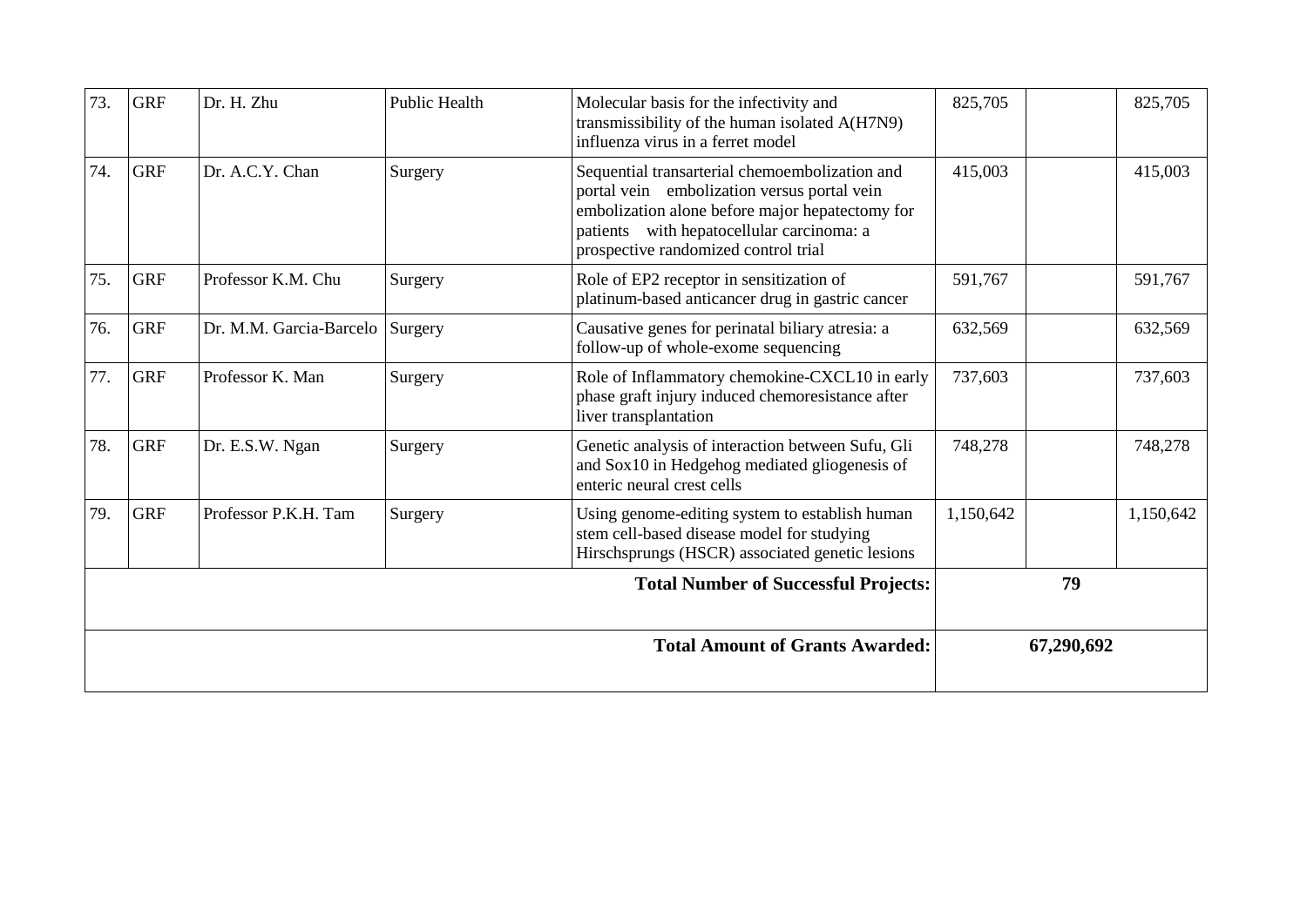| | | | | | | | |
|---|---|---|---|---|---|---|---|
| 73. | GRF | Dr. H. Zhu | Public Health | Molecular basis for the infectivity and transmissibility of the human isolated A(H7N9) influenza virus in a ferret model | 825,705 | | 825,705 |
| 74. | GRF | Dr. A.C.Y. Chan | Surgery | Sequential transarterial chemoembolization and portal vein embolization versus portal vein embolization alone before major hepatectomy for patients with hepatocellular carcinoma: a prospective randomized control trial | 415,003 | | 415,003 |
| 75. | GRF | Professor K.M. Chu | Surgery | Role of EP2 receptor in sensitization of platinum-based anticancer drug in gastric cancer | 591,767 | | 591,767 |
| 76. | GRF | Dr. M.M. Garcia-Barcelo | Surgery | Causative genes for perinatal biliary atresia: a follow-up of whole-exome sequencing | 632,569 | | 632,569 |
| 77. | GRF | Professor K. Man | Surgery | Role of Inflammatory chemokine-CXCL10 in early phase graft injury induced chemoresistance after liver transplantation | 737,603 | | 737,603 |
| 78. | GRF | Dr. E.S.W. Ngan | Surgery | Genetic analysis of interaction between Sufu, Gli and Sox10 in Hedgehog mediated gliogenesis of enteric neural crest cells | 748,278 | | 748,278 |
| 79. | GRF | Professor P.K.H. Tam | Surgery | Using genome-editing system to establish human stem cell-based disease model for studying Hirschsprungs (HSCR) associated genetic lesions | 1,150,642 | | 1,150,642 |
| | | | | **Total Number of Successful Projects:** | | **79** | |
| | | | | **Total Amount of Grants Awarded:** | | **67,290,692** | |